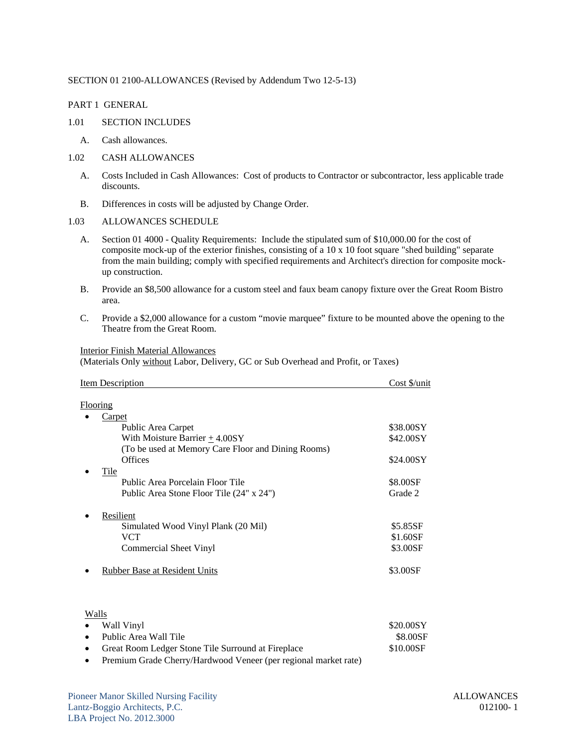SECTION 01 2100-ALLOWANCES (Revised by Addendum Two 12-5-13)

PART 1 GENERAL

1.01 SECTION INCLUDES

A. Cash allowances.

1.02 CASH ALLOWANCES

A. Costs Included in Cash Allowances: Cost of products to Contractor or subcontractor, less applicable trade discounts.

B. Differences in costs will be adjusted by Change Order.

1.03 ALLOWANCES SCHEDULE

A. Section 01 4000 - Quality Requirements: Include the stipulated sum of $10,000.00 for the cost of composite mock-up of the exterior finishes, consisting of a 10 x 10 foot square "shed building" separate from the main building; comply with specified requirements and Architect's direction for composite mock-up construction.

B. Provide an $8,500 allowance for a custom steel and faux beam canopy fixture over the Great Room Bistro area.

C. Provide a $2,000 allowance for a custom "movie marquee" fixture to be mounted above the opening to the Theatre from the Great Room.

Interior Finish Material Allowances
(Materials Only without Labor, Delivery, GC or Sub Overhead and Profit, or Taxes)

| Item Description | Cost $/unit |
|---|---|
| **Flooring** | |
| • Carpet | |
| Public Area Carpet | $38.00SY |
| With Moisture Barrier ± 4.00SY | $42.00SY |
| (To be used at Memory Care Floor and Dining Rooms) | |
| Offices | $24.00SY |
| • Tile | |
| Public Area Porcelain Floor Tile | $8.00SF |
| Public Area Stone Floor Tile (24" x 24") | Grade 2 |
| • Resilient | |
| Simulated Wood Vinyl Plank (20 Mil) | $5.85SF |
| VCT | $1.60SF |
| Commercial Sheet Vinyl | $3.00SF |
| • Rubber Base at Resident Units | $3.00SF |
| **Walls** | |
| • Wall Vinyl | $20.00SY |
| • Public Area Wall Tile | $8.00SF |
| • Great Room Ledger Stone Tile Surround at Fireplace | $10.00SF |
| • Premium Grade Cherry/Hardwood Veneer (per regional market rate) | |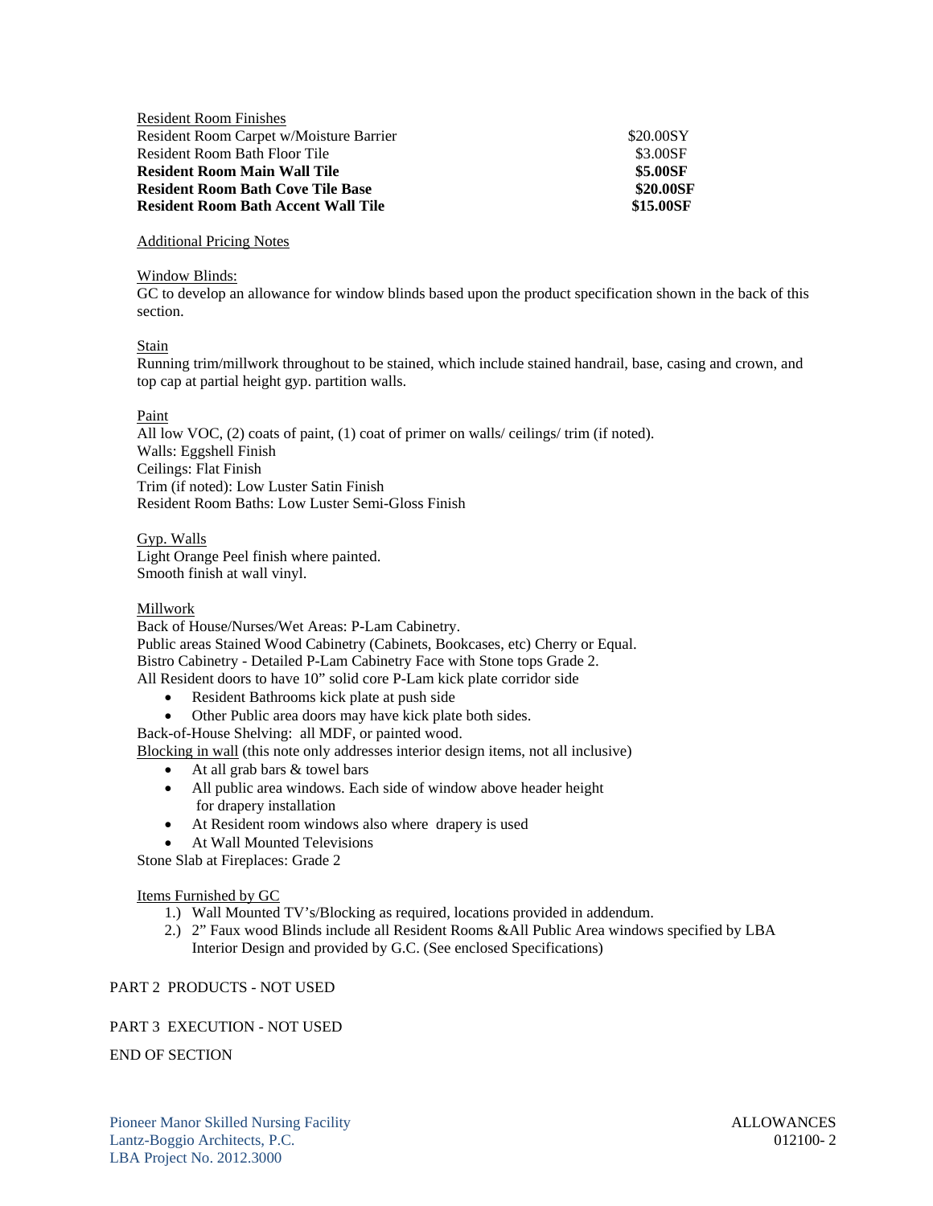Resident Room Finishes

| | |
|---|---|
| Resident Room Carpet w/Moisture Barrier | $20.00SY |
| Resident Room Bath Floor Tile | $3.00SF |
| **Resident Room Main Wall Tile** | **$5.00SF** |
| **Resident Room Bath Cove Tile Base** | **$20.00SF** |
| **Resident Room Bath Accent Wall Tile** | **$15.00SF** |

Additional Pricing Notes

Window Blinds:
GC to develop an allowance for window blinds based upon the product specification shown in the back of this section.

Stain
Running trim/millwork throughout to be stained, which include stained handrail, base, casing and crown, and top cap at partial height gyp. partition walls.

Paint
All low VOC, (2) coats of paint, (1) coat of primer on walls/ ceilings/ trim (if noted).
Walls: Eggshell Finish
Ceilings: Flat Finish
Trim (if noted): Low Luster Satin Finish
Resident Room Baths: Low Luster Semi-Gloss Finish

Gyp. Walls
Light Orange Peel finish where painted.
Smooth finish at wall vinyl.

Millwork
Back of House/Nurses/Wet Areas: P-Lam Cabinetry.
Public areas Stained Wood Cabinetry (Cabinets, Bookcases, etc) Cherry or Equal.
Bistro Cabinetry - Detailed P-Lam Cabinetry Face with Stone tops Grade 2.
All Resident doors to have 10" solid core P-Lam kick plate corridor side

- Resident Bathrooms kick plate at push side
- Other Public area doors may have kick plate both sides.

Back-of-House Shelving: all MDF, or painted wood.
Blocking in wall (this note only addresses interior design items, not all inclusive)

- At all grab bars & towel bars
- All public area windows. Each side of window above header height for drapery installation
- At Resident room windows also where drapery is used
- At Wall Mounted Televisions

Stone Slab at Fireplaces: Grade 2

Items Furnished by GC

1.) Wall Mounted TV's/Blocking as required, locations provided in addendum.
2.) 2" Faux wood Blinds include all Resident Rooms &All Public Area windows specified by LBA Interior Design and provided by G.C. (See enclosed Specifications)

PART 2 PRODUCTS - NOT USED

PART 3 EXECUTION - NOT USED

END OF SECTION